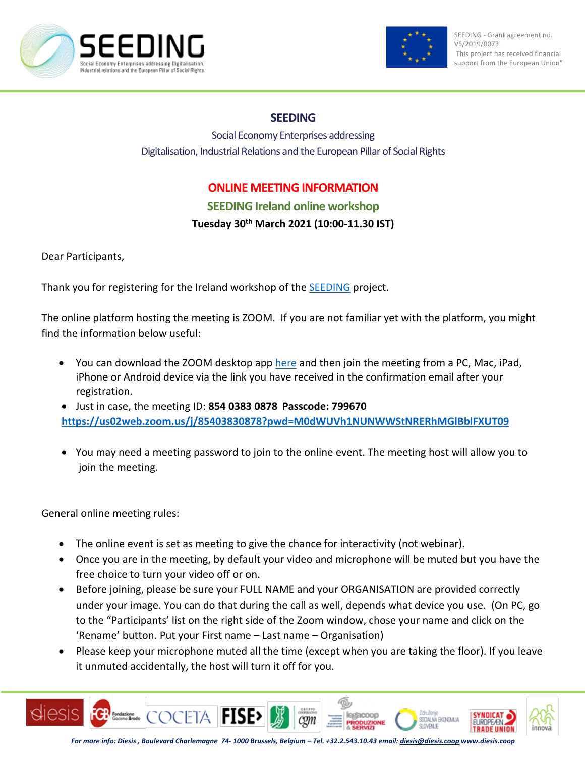SEEDING - Grant agreement no. VS/2019/0073.
This project has received financial support from the European Union"

# SEEDING

Social Economy Enterprises addressing
Digitalisation, Industrial Relations and the European Pillar of Social Rights

## ONLINE MEETING INFORMATION

### SEEDING Ireland online workshop

**Tuesday 30th March 2021 (10:00-11.30 IST)**

Dear Participants,

Thank you for registering for the Ireland workshop of the SEEDING project.

The online platform hosting the meeting is ZOOM. If you are not familiar yet with the platform, you might find the information below useful:

- You can download the ZOOM desktop app here and then join the meeting from a PC, Mac, iPad, iPhone or Android device via the link you have received in the confirmation email after your registration.
- Just in case, the meeting ID: **854 0383 0878 Passcode: 799670**
  **https://us02web.zoom.us/j/85403830878?pwd=M0dWUVh1NUNWWStNRERhMGlBblFXUT09**
- You may need a meeting password to join to the online event. The meeting host will allow you to join the meeting.

General online meeting rules:

- The online event is set as meeting to give the chance for interactivity (not webinar).
- Once you are in the meeting, by default your video and microphone will be muted but you have the free choice to turn your video off or on.
- Before joining, please be sure your FULL NAME and your ORGANISATION are provided correctly under your image. You can do that during the call as well, depends what device you use. (On PC, go to the "Participants' list on the right side of the Zoom window, chose your name and click on the 'Rename' button. Put your First name – Last name – Organisation)
- Please keep your microphone muted all the time (except when you are taking the floor). If you leave it unmuted accidentally, the host will turn it off for you.

*For more info: Diesis , Boulevard Charlemagne 74- 1000 Brussels, Belgium – Tel. +32.2.543.10.43 email: diesis@diesis.coop www.diesis.coop*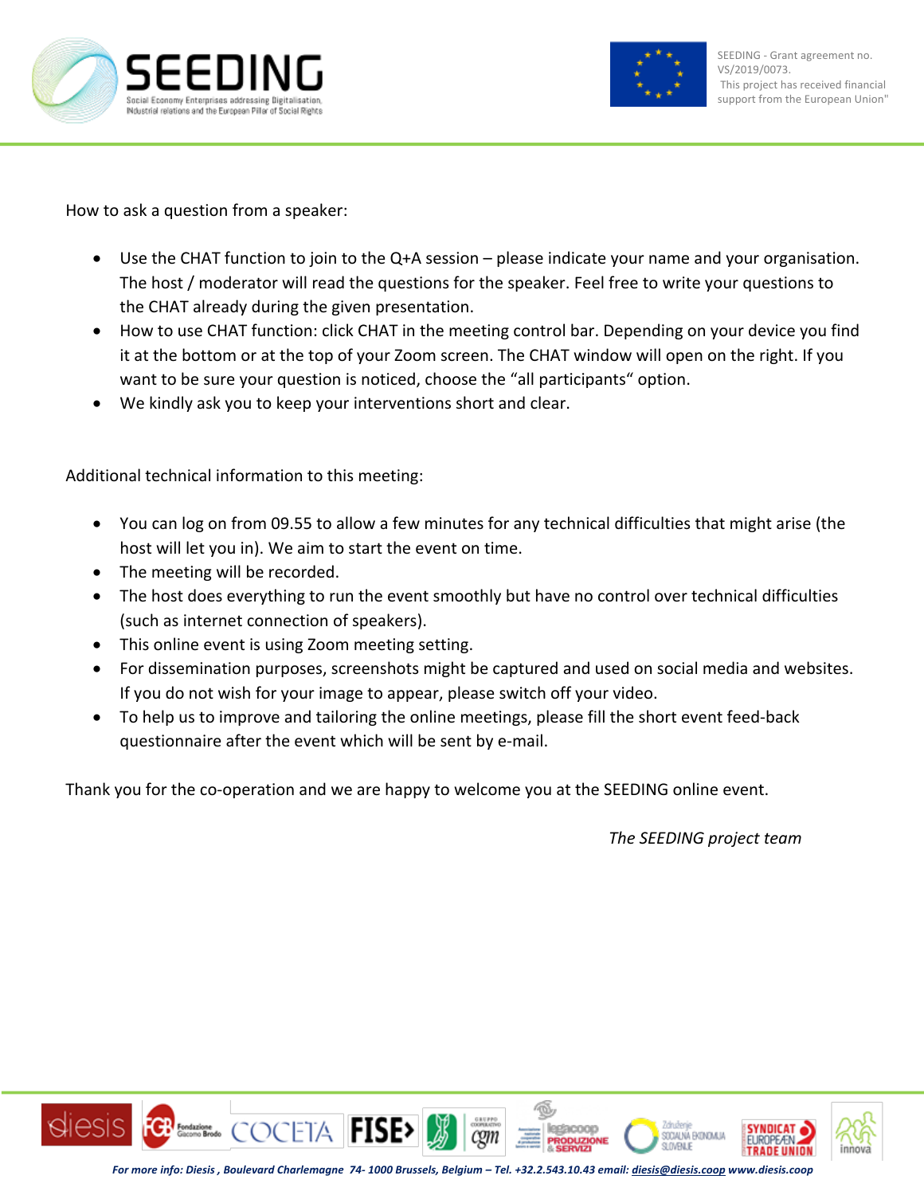How to ask a question from a speaker:

- Use the CHAT function to join to the Q+A session – please indicate your name and your organisation. The host / moderator will read the questions for the speaker. Feel free to write your questions to the CHAT already during the given presentation.
- How to use CHAT function: click CHAT in the meeting control bar. Depending on your device you find it at the bottom or at the top of your Zoom screen. The CHAT window will open on the right. If you want to be sure your question is noticed, choose the "all participants" option.
- We kindly ask you to keep your interventions short and clear.

Additional technical information to this meeting:

- You can log on from 09.55 to allow a few minutes for any technical difficulties that might arise (the host will let you in). We aim to start the event on time.
- The meeting will be recorded.
- The host does everything to run the event smoothly but have no control over technical difficulties (such as internet connection of speakers).
- This online event is using Zoom meeting setting.
- For dissemination purposes, screenshots might be captured and used on social media and websites. If you do not wish for your image to appear, please switch off your video.
- To help us to improve and tailoring the online meetings, please fill the short event feed-back questionnaire after the event which will be sent by e-mail.

Thank you for the co-operation and we are happy to welcome you at the SEEDING online event.

*The SEEDING project team*